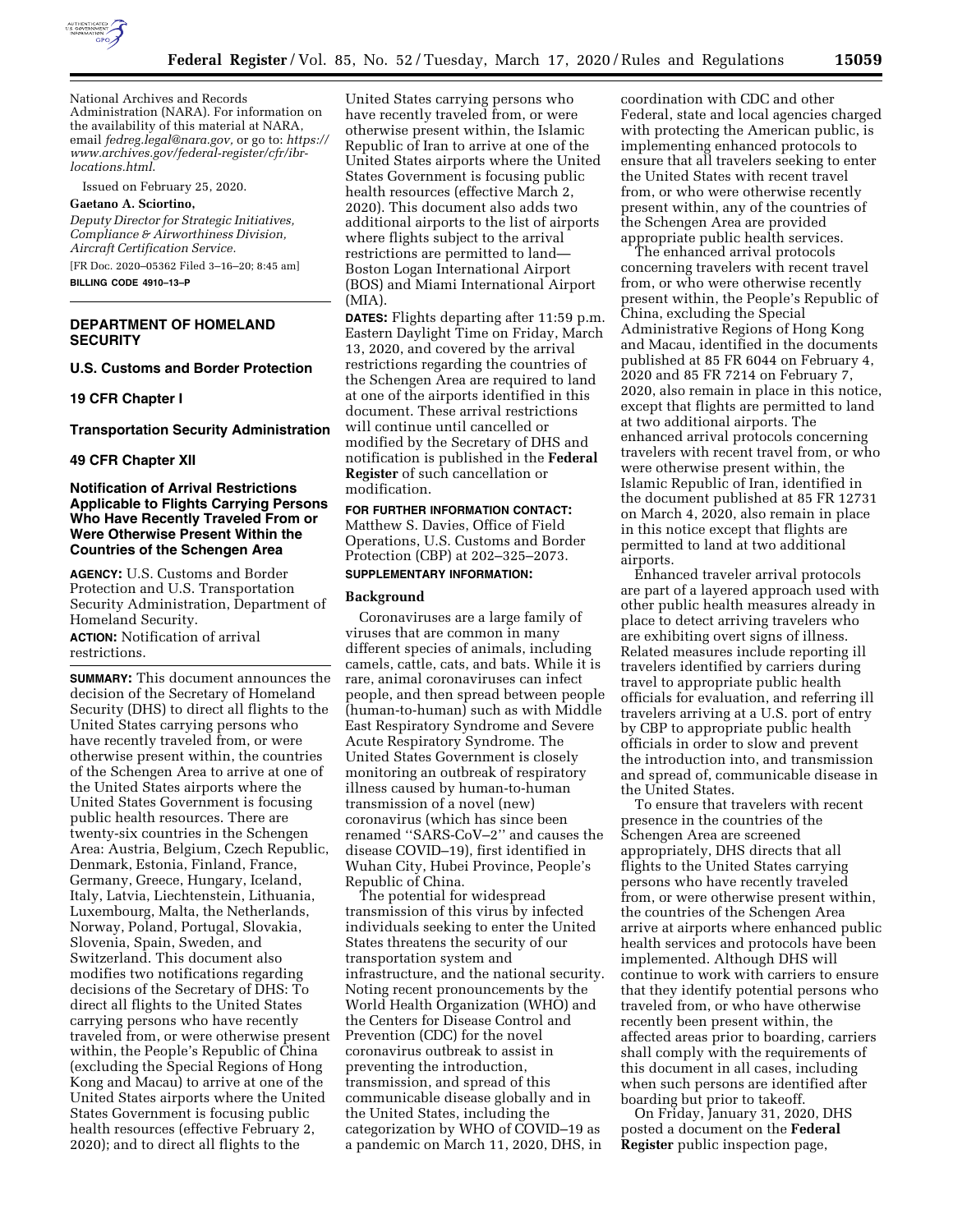National Archives and Records Administration (NARA). For information on the availability of this material at NARA, email *fedreg.legal@nara.gov,* or go to: *https://www.archives.gov/federal-register/cfr/ibr-locations.html.*

Issued on February 25, 2020.

**Gaetano A. Sciortino,**

*Deputy Director for Strategic Initiatives, Compliance & Airworthiness Division, Aircraft Certification Service.*

[FR Doc. 2020–05362 Filed 3–16–20; 8:45 am]

**BILLING CODE 4910–13–P**

## DEPARTMENT OF HOMELAND SECURITY

### U.S. Customs and Border Protection

### 19 CFR Chapter I

### Transportation Security Administration

### 49 CFR Chapter XII

### Notification of Arrival Restrictions Applicable to Flights Carrying Persons Who Have Recently Traveled From or Were Otherwise Present Within the Countries of the Schengen Area

**AGENCY:** U.S. Customs and Border Protection and U.S. Transportation Security Administration, Department of Homeland Security.

**ACTION:** Notification of arrival restrictions.

**SUMMARY:** This document announces the decision of the Secretary of Homeland Security (DHS) to direct all flights to the United States carrying persons who have recently traveled from, or were otherwise present within, the countries of the Schengen Area to arrive at one of the United States airports where the United States Government is focusing public health resources. There are twenty-six countries in the Schengen Area: Austria, Belgium, Czech Republic, Denmark, Estonia, Finland, France, Germany, Greece, Hungary, Iceland, Italy, Latvia, Liechtenstein, Lithuania, Luxembourg, Malta, the Netherlands, Norway, Poland, Portugal, Slovakia, Slovenia, Spain, Sweden, and Switzerland. This document also modifies two notifications regarding decisions of the Secretary of DHS: To direct all flights to the United States carrying persons who have recently traveled from, or were otherwise present within, the People's Republic of China (excluding the Special Regions of Hong Kong and Macau) to arrive at one of the United States airports where the United States Government is focusing public health resources (effective February 2, 2020); and to direct all flights to the United States carrying persons who have recently traveled from, or were otherwise present within, the Islamic Republic of Iran to arrive at one of the United States airports where the United States Government is focusing public health resources (effective March 2, 2020). This document also adds two additional airports to the list of airports where flights subject to the arrival restrictions are permitted to land—Boston Logan International Airport (BOS) and Miami International Airport (MIA).

**DATES:** Flights departing after 11:59 p.m. Eastern Daylight Time on Friday, March 13, 2020, and covered by the arrival restrictions regarding the countries of the Schengen Area are required to land at one of the airports identified in this document. These arrival restrictions will continue until cancelled or modified by the Secretary of DHS and notification is published in the **Federal Register** of such cancellation or modification.

**FOR FURTHER INFORMATION CONTACT:** Matthew S. Davies, Office of Field Operations, U.S. Customs and Border Protection (CBP) at 202–325–2073.

**SUPPLEMENTARY INFORMATION:**

#### Background

Coronaviruses are a large family of viruses that are common in many different species of animals, including camels, cattle, cats, and bats. While it is rare, animal coronaviruses can infect people, and then spread between people (human-to-human) such as with Middle East Respiratory Syndrome and Severe Acute Respiratory Syndrome. The United States Government is closely monitoring an outbreak of respiratory illness caused by human-to-human transmission of a novel (new) coronavirus (which has since been renamed ''SARS-CoV–2'' and causes the disease COVID–19), first identified in Wuhan City, Hubei Province, People's Republic of China.

The potential for widespread transmission of this virus by infected individuals seeking to enter the United States threatens the security of our transportation system and infrastructure, and the national security. Noting recent pronouncements by the World Health Organization (WHO) and the Centers for Disease Control and Prevention (CDC) for the novel coronavirus outbreak to assist in preventing the introduction, transmission, and spread of this communicable disease globally and in the United States, including the categorization by WHO of COVID–19 as a pandemic on March 11, 2020, DHS, in coordination with CDC and other Federal, state and local agencies charged with protecting the American public, is implementing enhanced protocols to ensure that all travelers seeking to enter the United States with recent travel from, or who were otherwise recently present within, any of the countries of the Schengen Area are provided appropriate public health services.

The enhanced arrival protocols concerning travelers with recent travel from, or who were otherwise recently present within, the People's Republic of China, excluding the Special Administrative Regions of Hong Kong and Macau, identified in the documents published at 85 FR 6044 on February 4, 2020 and 85 FR 7214 on February 7, 2020, also remain in place in this notice, except that flights are permitted to land at two additional airports. The enhanced arrival protocols concerning travelers with recent travel from, or who were otherwise present within, the Islamic Republic of Iran, identified in the document published at 85 FR 12731 on March 4, 2020, also remain in place in this notice except that flights are permitted to land at two additional airports.

Enhanced traveler arrival protocols are part of a layered approach used with other public health measures already in place to detect arriving travelers who are exhibiting overt signs of illness. Related measures include reporting ill travelers identified by carriers during travel to appropriate public health officials for evaluation, and referring ill travelers arriving at a U.S. port of entry by CBP to appropriate public health officials in order to slow and prevent the introduction into, and transmission and spread of, communicable disease in the United States.

To ensure that travelers with recent presence in the countries of the Schengen Area are screened appropriately, DHS directs that all flights to the United States carrying persons who have recently traveled from, or were otherwise present within, the countries of the Schengen Area arrive at airports where enhanced public health services and protocols have been implemented. Although DHS will continue to work with carriers to ensure that they identify potential persons who traveled from, or who have otherwise recently been present within, the affected areas prior to boarding, carriers shall comply with the requirements of this document in all cases, including when such persons are identified after boarding but prior to takeoff.

On Friday, January 31, 2020, DHS posted a document on the **Federal Register** public inspection page,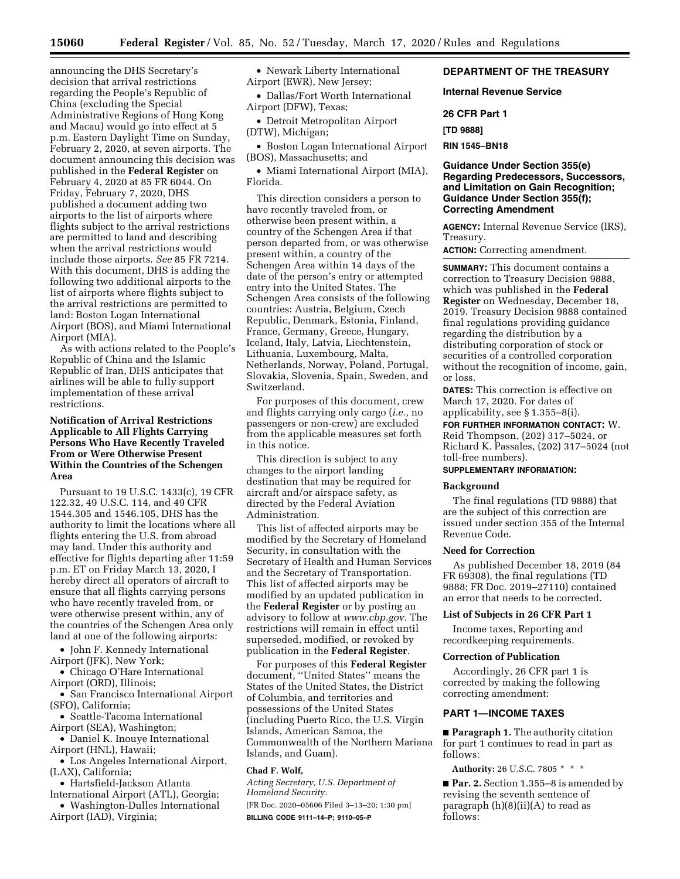announcing the DHS Secretary's decision that arrival restrictions regarding the People's Republic of China (excluding the Special Administrative Regions of Hong Kong and Macau) would go into effect at 5 p.m. Eastern Daylight Time on Sunday, February 2, 2020, at seven airports. The document announcing this decision was published in the **Federal Register** on February 4, 2020 at 85 FR 6044. On Friday, February 7, 2020, DHS published a document adding two airports to the list of airports where flights subject to the arrival restrictions are permitted to land and describing when the arrival restrictions would include those airports. *See* 85 FR 7214. With this document, DHS is adding the following two additional airports to the list of airports where flights subject to the arrival restrictions are permitted to land: Boston Logan International Airport (BOS), and Miami International Airport (MIA).

As with actions related to the People's Republic of China and the Islamic Republic of Iran, DHS anticipates that airlines will be able to fully support implementation of these arrival restrictions.

### Notification of Arrival Restrictions Applicable to All Flights Carrying Persons Who Have Recently Traveled From or Were Otherwise Present Within the Countries of the Schengen Area

Pursuant to 19 U.S.C. 1433(c), 19 CFR 122.32, 49 U.S.C. 114, and 49 CFR 1544.305 and 1546.105, DHS has the authority to limit the locations where all flights entering the U.S. from abroad may land. Under this authority and effective for flights departing after 11:59 p.m. ET on Friday March 13, 2020, I hereby direct all operators of aircraft to ensure that all flights carrying persons who have recently traveled from, or were otherwise present within, any of the countries of the Schengen Area only land at one of the following airports:

- John F. Kennedy International Airport (JFK), New York;
- Chicago O'Hare International Airport (ORD), Illinois;
- San Francisco International Airport (SFO), California;
- Seattle-Tacoma International Airport (SEA), Washington;
- Daniel K. Inouye International Airport (HNL), Hawaii;
- Los Angeles International Airport, (LAX), California;
- Hartsfield-Jackson Atlanta International Airport (ATL), Georgia;
- Washington-Dulles International Airport (IAD), Virginia;
- Newark Liberty International Airport (EWR), New Jersey;
- Dallas/Fort Worth International Airport (DFW), Texas;
- Detroit Metropolitan Airport (DTW), Michigan;
- Boston Logan International Airport (BOS), Massachusetts; and
- Miami International Airport (MIA), Florida.

This direction considers a person to have recently traveled from, or otherwise been present within, a country of the Schengen Area if that person departed from, or was otherwise present within, a country of the Schengen Area within 14 days of the date of the person's entry or attempted entry into the United States. The Schengen Area consists of the following countries: Austria, Belgium, Czech Republic, Denmark, Estonia, Finland, France, Germany, Greece, Hungary, Iceland, Italy, Latvia, Liechtenstein, Lithuania, Luxembourg, Malta, Netherlands, Norway, Poland, Portugal, Slovakia, Slovenia, Spain, Sweden, and Switzerland.

For purposes of this document, crew and flights carrying only cargo (*i.e.,* no passengers or non-crew) are excluded from the applicable measures set forth in this notice.

This direction is subject to any changes to the airport landing destination that may be required for aircraft and/or airspace safety, as directed by the Federal Aviation Administration.

This list of affected airports may be modified by the Secretary of Homeland Security, in consultation with the Secretary of Health and Human Services and the Secretary of Transportation. This list of affected airports may be modified by an updated publication in the **Federal Register** or by posting an advisory to follow at *www.cbp.gov.* The restrictions will remain in effect until superseded, modified, or revoked by publication in the **Federal Register**.

For purposes of this **Federal Register** document, "United States" means the States of the United States, the District of Columbia, and territories and possessions of the United States (including Puerto Rico, the U.S. Virgin Islands, American Samoa, the Commonwealth of the Northern Mariana Islands, and Guam).

**Chad F. Wolf,**

*Acting Secretary, U.S. Department of Homeland Security.*

[FR Doc. 2020–05606 Filed 3–13–20; 1:30 pm]

**BILLING CODE 9111–14–P; 9110–05–P**

## DEPARTMENT OF THE TREASURY

### Internal Revenue Service

### 26 CFR Part 1

**[TD 9888]**

**RIN 1545–BN18**

### Guidance Under Section 355(e) Regarding Predecessors, Successors, and Limitation on Gain Recognition; Guidance Under Section 355(f); Correcting Amendment

**AGENCY:** Internal Revenue Service (IRS), Treasury.

**ACTION:** Correcting amendment.

**SUMMARY:** This document contains a correction to Treasury Decision 9888, which was published in the **Federal Register** on Wednesday, December 18, 2019. Treasury Decision 9888 contained final regulations providing guidance regarding the distribution by a distributing corporation of stock or securities of a controlled corporation without the recognition of income, gain, or loss.

**DATES:** This correction is effective on March 17, 2020. For dates of applicability, see § 1.355–8(i).

**FOR FURTHER INFORMATION CONTACT:** W. Reid Thompson, (202) 317–5024, or Richard K. Passales, (202) 317–5024 (not toll-free numbers).

**SUPPLEMENTARY INFORMATION:**

#### Background

The final regulations (TD 9888) that are the subject of this correction are issued under section 355 of the Internal Revenue Code.

#### Need for Correction

As published December 18, 2019 (84 FR 69308), the final regulations (TD 9888; FR Doc. 2019–27110) contained an error that needs to be corrected.

#### List of Subjects in 26 CFR Part 1

Income taxes, Reporting and recordkeeping requirements.

#### Correction of Publication

Accordingly, 26 CFR part 1 is corrected by making the following correcting amendment:

### PART 1—INCOME TAXES

■ **Paragraph 1.** The authority citation for part 1 continues to read in part as follows:

**Authority:** 26 U.S.C. 7805 * * *

■ **Par. 2.** Section 1.355–8 is amended by revising the seventh sentence of paragraph (h)(8)(ii)(A) to read as follows: